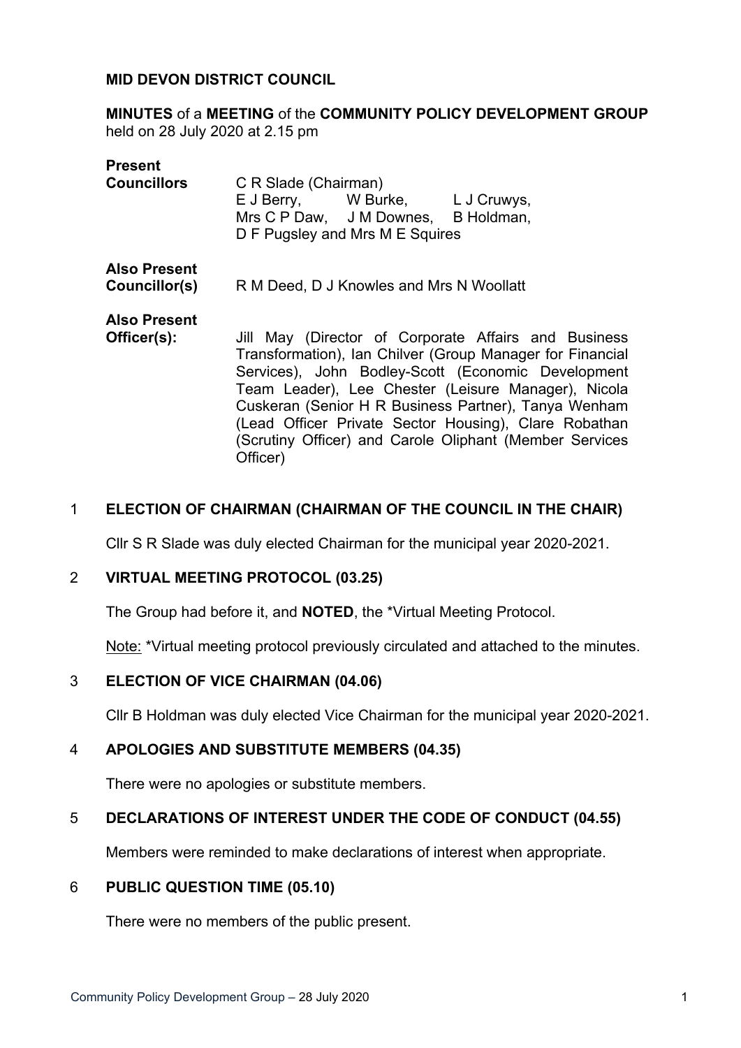**MID DEVON DISTRICT COUNCIL**

**MINUTES** of a **MEETING** of the **COMMUNITY POLICY DEVELOPMENT GROUP** held on 28 July 2020 at 2.15 pm

**Present**
**Councillors** C R Slade (Chairman)
E J Berry, W Burke, L J Cruwys, Mrs C P Daw, J M Downes, B Holdman, D F Pugsley and Mrs M E Squires

**Also Present**
**Councillor(s)** R M Deed, D J Knowles and Mrs N Woollatt

**Also Present**
**Officer(s):** Jill May (Director of Corporate Affairs and Business Transformation), Ian Chilver (Group Manager for Financial Services), John Bodley-Scott (Economic Development Team Leader), Lee Chester (Leisure Manager), Nicola Cuskeran (Senior H R Business Partner), Tanya Wenham (Lead Officer Private Sector Housing), Clare Robathan (Scrutiny Officer) and Carole Oliphant (Member Services Officer)

## 1 ELECTION OF CHAIRMAN (CHAIRMAN OF THE COUNCIL IN THE CHAIR)

Cllr S R Slade was duly elected Chairman for the municipal year 2020-2021.

## 2 VIRTUAL MEETING PROTOCOL (03.25)

The Group had before it, and **NOTED**, the *Virtual Meeting Protocol.

Note: *Virtual meeting protocol previously circulated and attached to the minutes.

## 3 ELECTION OF VICE CHAIRMAN (04.06)

Cllr B Holdman was duly elected Vice Chairman for the municipal year 2020-2021.

## 4 APOLOGIES AND SUBSTITUTE MEMBERS (04.35)

There were no apologies or substitute members.

## 5 DECLARATIONS OF INTEREST UNDER THE CODE OF CONDUCT (04.55)

Members were reminded to make declarations of interest when appropriate.

## 6 PUBLIC QUESTION TIME (05.10)

There were no members of the public present.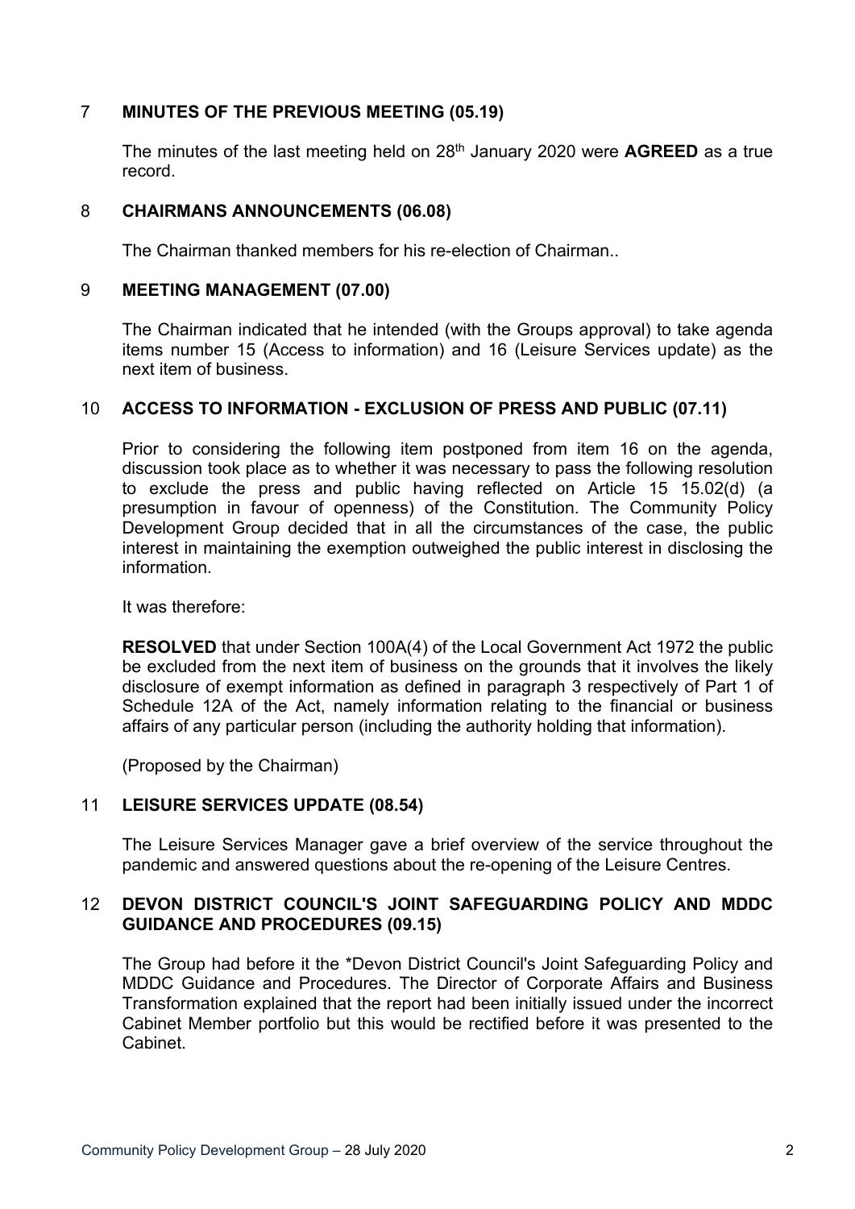## 7 MINUTES OF THE PREVIOUS MEETING (05.19)

The minutes of the last meeting held on 28th January 2020 were **AGREED** as a true record.

## 8 CHAIRMANS ANNOUNCEMENTS (06.08)

The Chairman thanked members for his re-election of Chairman..

## 9 MEETING MANAGEMENT (07.00)

The Chairman indicated that he intended (with the Groups approval) to take agenda items number 15 (Access to information) and 16 (Leisure Services update) as the next item of business.

## 10 ACCESS TO INFORMATION - EXCLUSION OF PRESS AND PUBLIC (07.11)

Prior to considering the following item postponed from item 16 on the agenda, discussion took place as to whether it was necessary to pass the following resolution to exclude the press and public having reflected on Article 15 15.02(d) (a presumption in favour of openness) of the Constitution. The Community Policy Development Group decided that in all the circumstances of the case, the public interest in maintaining the exemption outweighed the public interest in disclosing the information.

It was therefore:

**RESOLVED** that under Section 100A(4) of the Local Government Act 1972 the public be excluded from the next item of business on the grounds that it involves the likely disclosure of exempt information as defined in paragraph 3 respectively of Part 1 of Schedule 12A of the Act, namely information relating to the financial or business affairs of any particular person (including the authority holding that information).

(Proposed by the Chairman)

## 11 LEISURE SERVICES UPDATE (08.54)

The Leisure Services Manager gave a brief overview of the service throughout the pandemic and answered questions about the re-opening of the Leisure Centres.

## 12 DEVON DISTRICT COUNCIL'S JOINT SAFEGUARDING POLICY AND MDDC GUIDANCE AND PROCEDURES (09.15)

The Group had before it the *Devon District Council's Joint Safeguarding Policy and MDDC Guidance and Procedures. The Director of Corporate Affairs and Business Transformation explained that the report had been initially issued under the incorrect Cabinet Member portfolio but this would be rectified before it was presented to the Cabinet.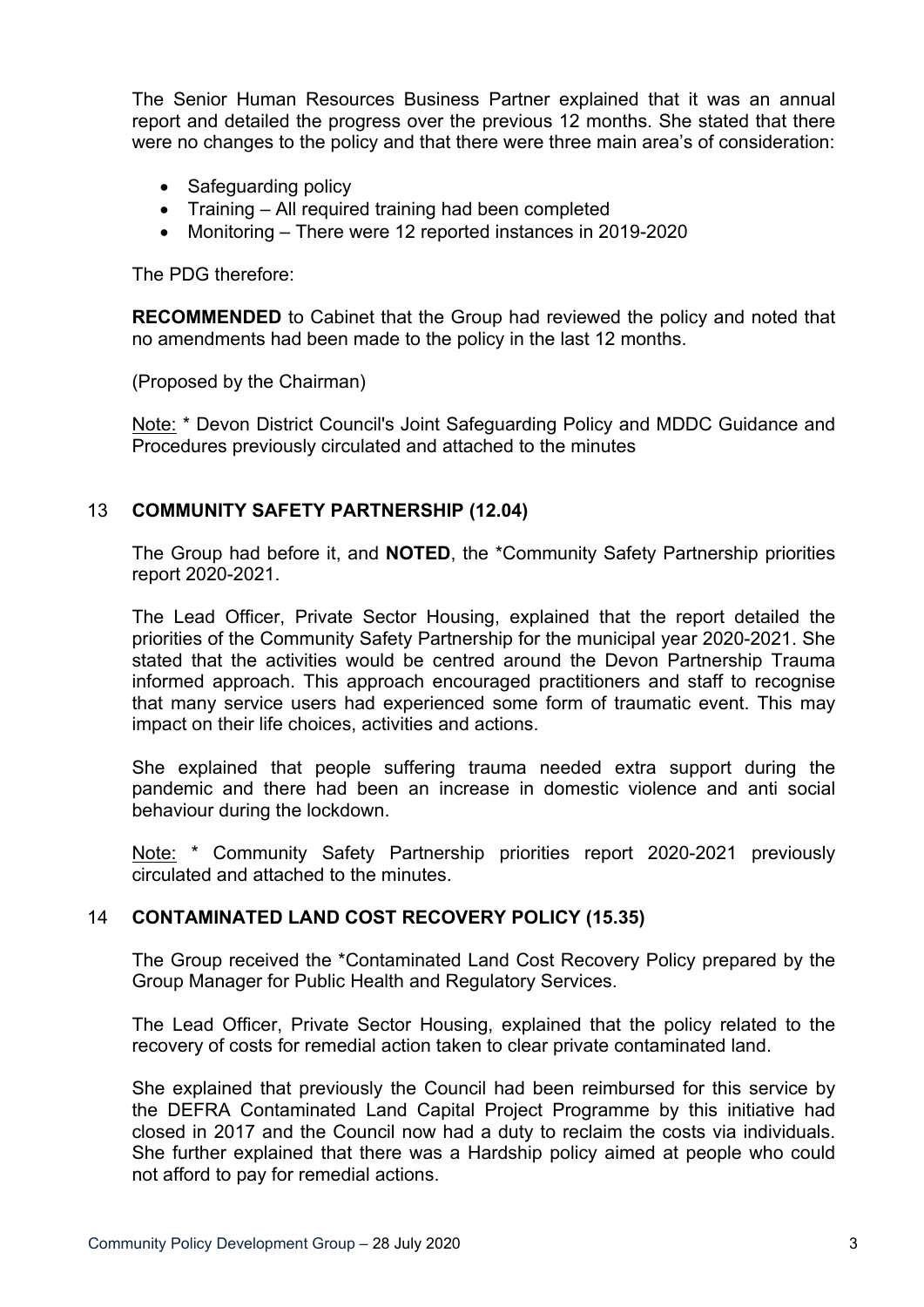The Senior Human Resources Business Partner explained that it was an annual report and detailed the progress over the previous 12 months. She stated that there were no changes to the policy and that there were three main area's of consideration:

- Safeguarding policy
- Training – All required training had been completed
- Monitoring – There were 12 reported instances in 2019-2020

The PDG therefore:

**RECOMMENDED** to Cabinet that the Group had reviewed the policy and noted that no amendments had been made to the policy in the last 12 months.

(Proposed by the Chairman)

Note: * Devon District Council's Joint Safeguarding Policy and MDDC Guidance and Procedures previously circulated and attached to the minutes

## 13 COMMUNITY SAFETY PARTNERSHIP (12.04)

The Group had before it, and **NOTED**, the *Community Safety Partnership priorities report 2020-2021.

The Lead Officer, Private Sector Housing, explained that the report detailed the priorities of the Community Safety Partnership for the municipal year 2020-2021. She stated that the activities would be centred around the Devon Partnership Trauma informed approach. This approach encouraged practitioners and staff to recognise that many service users had experienced some form of traumatic event. This may impact on their life choices, activities and actions.

She explained that people suffering trauma needed extra support during the pandemic and there had been an increase in domestic violence and anti social behaviour during the lockdown.

Note: * Community Safety Partnership priorities report 2020-2021 previously circulated and attached to the minutes.

## 14 CONTAMINATED LAND COST RECOVERY POLICY (15.35)

The Group received the *Contaminated Land Cost Recovery Policy prepared by the Group Manager for Public Health and Regulatory Services.

The Lead Officer, Private Sector Housing, explained that the policy related to the recovery of costs for remedial action taken to clear private contaminated land.

She explained that previously the Council had been reimbursed for this service by the DEFRA Contaminated Land Capital Project Programme by this initiative had closed in 2017 and the Council now had a duty to reclaim the costs via individuals. She further explained that there was a Hardship policy aimed at people who could not afford to pay for remedial actions.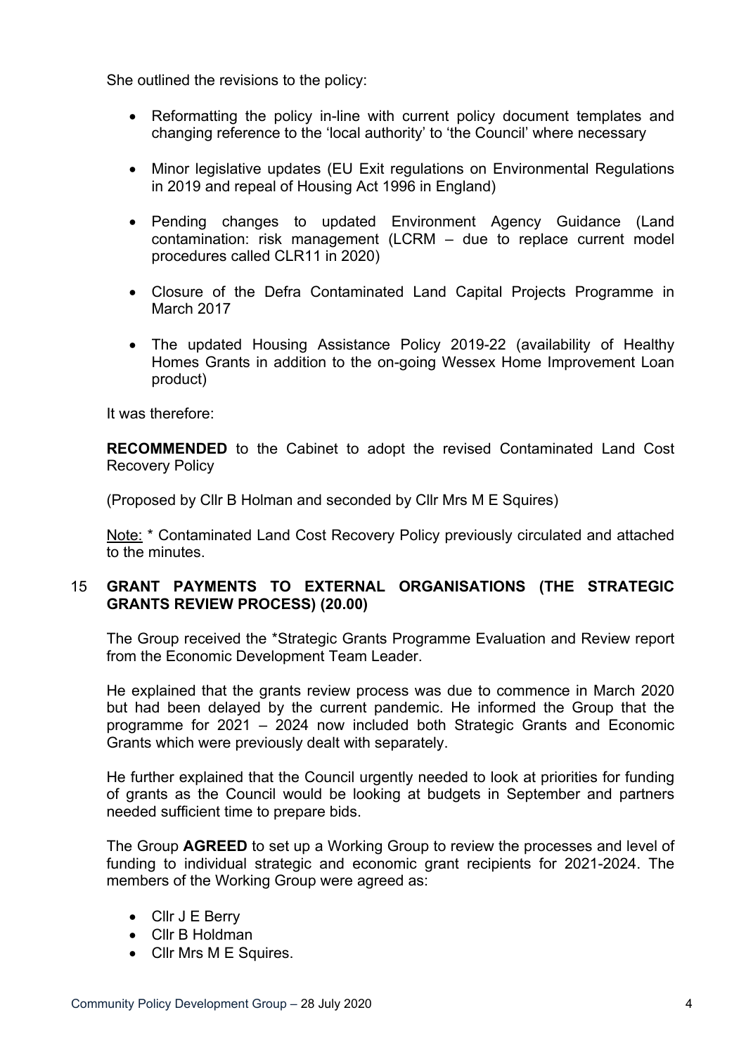She outlined the revisions to the policy:

- Reformatting the policy in-line with current policy document templates and changing reference to the 'local authority' to 'the Council' where necessary
- Minor legislative updates (EU Exit regulations on Environmental Regulations in 2019 and repeal of Housing Act 1996 in England)
- Pending changes to updated Environment Agency Guidance (Land contamination: risk management (LCRM – due to replace current model procedures called CLR11 in 2020)
- Closure of the Defra Contaminated Land Capital Projects Programme in March 2017
- The updated Housing Assistance Policy 2019-22 (availability of Healthy Homes Grants in addition to the on-going Wessex Home Improvement Loan product)

It was therefore:

**RECOMMENDED** to the Cabinet to adopt the revised Contaminated Land Cost Recovery Policy

(Proposed by Cllr B Holman and seconded by Cllr Mrs M E Squires)

Note: * Contaminated Land Cost Recovery Policy previously circulated and attached to the minutes.

## 15 GRANT PAYMENTS TO EXTERNAL ORGANISATIONS (THE STRATEGIC GRANTS REVIEW PROCESS) (20.00)

The Group received the *Strategic Grants Programme Evaluation and Review report from the Economic Development Team Leader.

He explained that the grants review process was due to commence in March 2020 but had been delayed by the current pandemic. He informed the Group that the programme for 2021 – 2024 now included both Strategic Grants and Economic Grants which were previously dealt with separately.

He further explained that the Council urgently needed to look at priorities for funding of grants as the Council would be looking at budgets in September and partners needed sufficient time to prepare bids.

The Group **AGREED** to set up a Working Group to review the processes and level of funding to individual strategic and economic grant recipients for 2021-2024. The members of the Working Group were agreed as:

- Cllr J E Berry
- Cllr B Holdman
- Cllr Mrs M E Squires.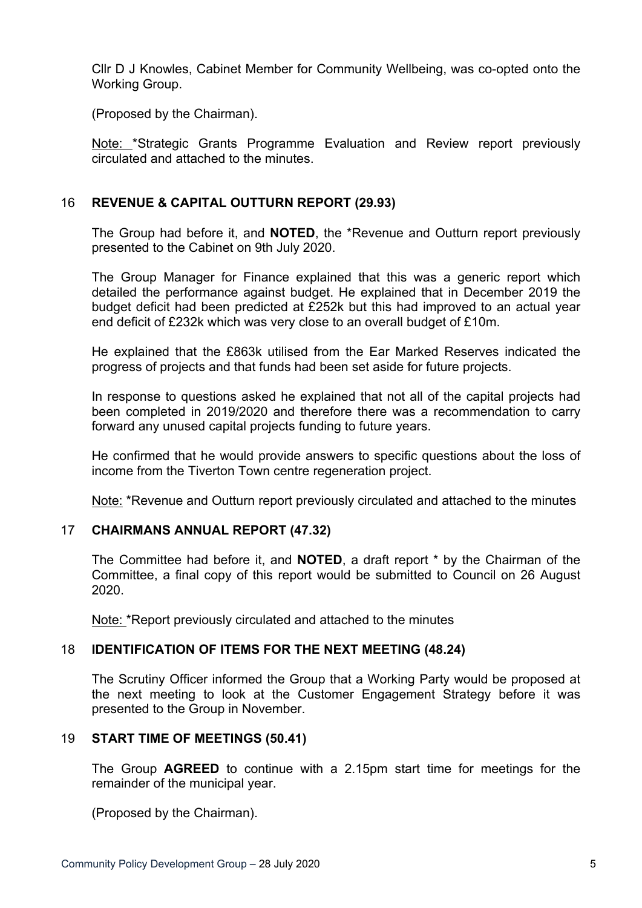Cllr D J Knowles, Cabinet Member for Community Wellbeing, was co-opted onto the Working Group.

(Proposed by the Chairman).

Note: *Strategic Grants Programme Evaluation and Review report previously circulated and attached to the minutes.

## 16 REVENUE & CAPITAL OUTTURN REPORT (29.93)

The Group had before it, and **NOTED**, the *Revenue and Outturn report previously presented to the Cabinet on 9th July 2020.

The Group Manager for Finance explained that this was a generic report which detailed the performance against budget. He explained that in December 2019 the budget deficit had been predicted at £252k but this had improved to an actual year end deficit of £232k which was very close to an overall budget of £10m.

He explained that the £863k utilised from the Ear Marked Reserves indicated the progress of projects and that funds had been set aside for future projects.

In response to questions asked he explained that not all of the capital projects had been completed in 2019/2020 and therefore there was a recommendation to carry forward any unused capital projects funding to future years.

He confirmed that he would provide answers to specific questions about the loss of income from the Tiverton Town centre regeneration project.

Note: *Revenue and Outturn report previously circulated and attached to the minutes

## 17 CHAIRMANS ANNUAL REPORT (47.32)

The Committee had before it, and **NOTED**, a draft report * by the Chairman of the Committee, a final copy of this report would be submitted to Council on 26 August 2020.

Note: *Report previously circulated and attached to the minutes

## 18 IDENTIFICATION OF ITEMS FOR THE NEXT MEETING (48.24)

The Scrutiny Officer informed the Group that a Working Party would be proposed at the next meeting to look at the Customer Engagement Strategy before it was presented to the Group in November.

## 19 START TIME OF MEETINGS (50.41)

The Group **AGREED** to continue with a 2.15pm start time for meetings for the remainder of the municipal year.

(Proposed by the Chairman).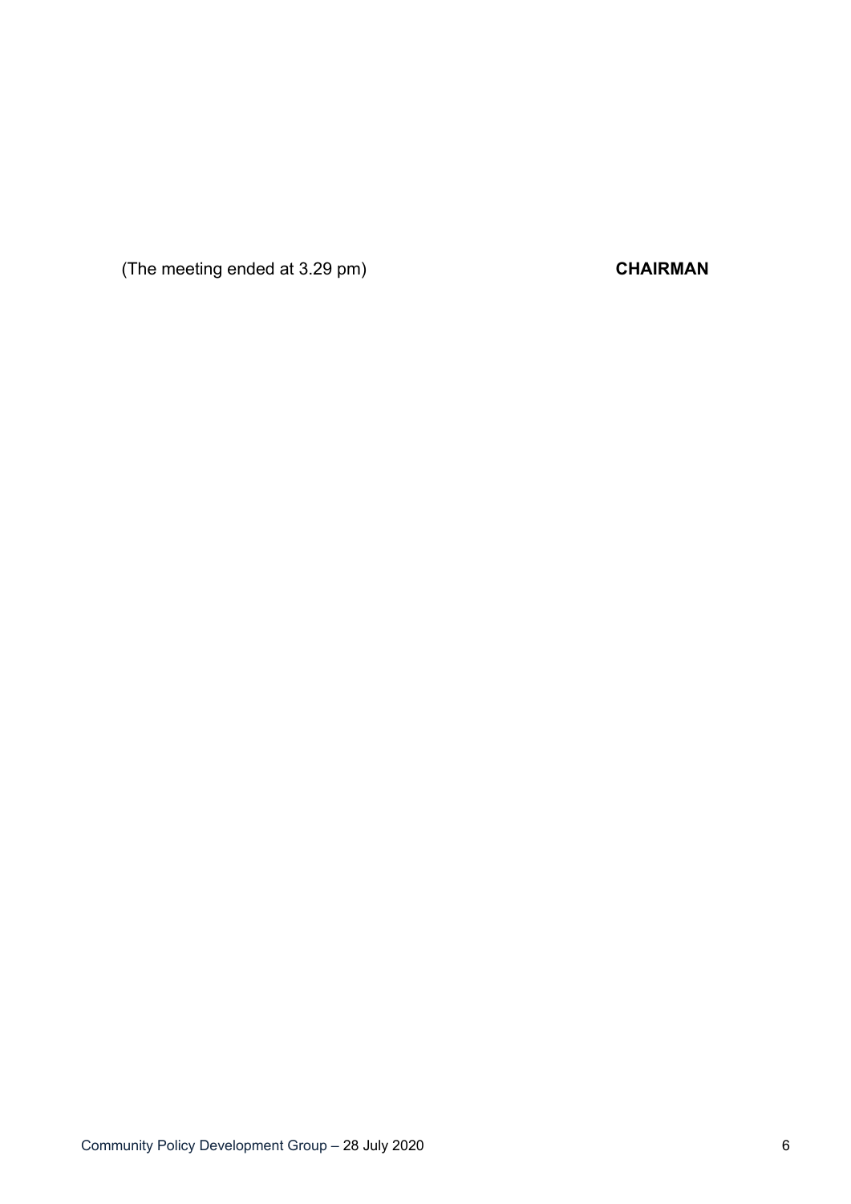(The meeting ended at 3.29 pm) **CHAIRMAN**